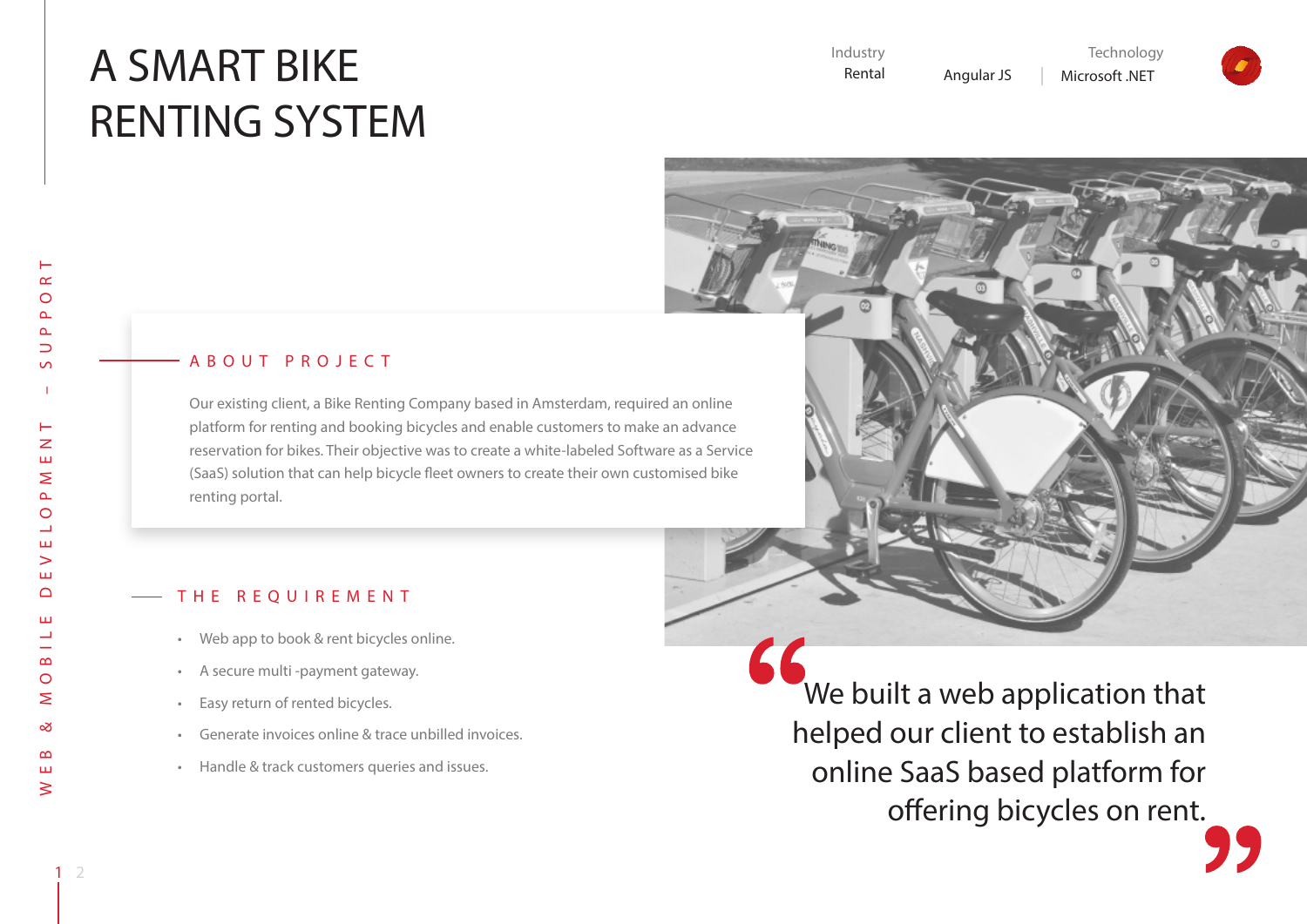# A SMART BIKE RENTING SYSTEM

Industry
Rental

Technology
Angular JS | Microsoft .NET

## ABOUT PROJECT

Our existing client, a Bike Renting Company based in Amsterdam, required an online platform for renting and booking bicycles and enable customers to make an advance reservation for bikes. Their objective was to create a white-labeled Software as a Service (SaaS) solution that can help bicycle fleet owners to create their own customised bike renting portal.

## THE REQUIREMENT

- Web app to book & rent bicycles online.
- A secure multi -payment gateway.
- Easy return of rented bicycles.
- Generate invoices online & trace unbilled invoices.
- Handle & track customers queries and issues.

> “We built a web application that helped our client to establish an online SaaS based platform for offering bicycles on rent.”

WEB & MOBILE DEVELOPMENT – SUPPORT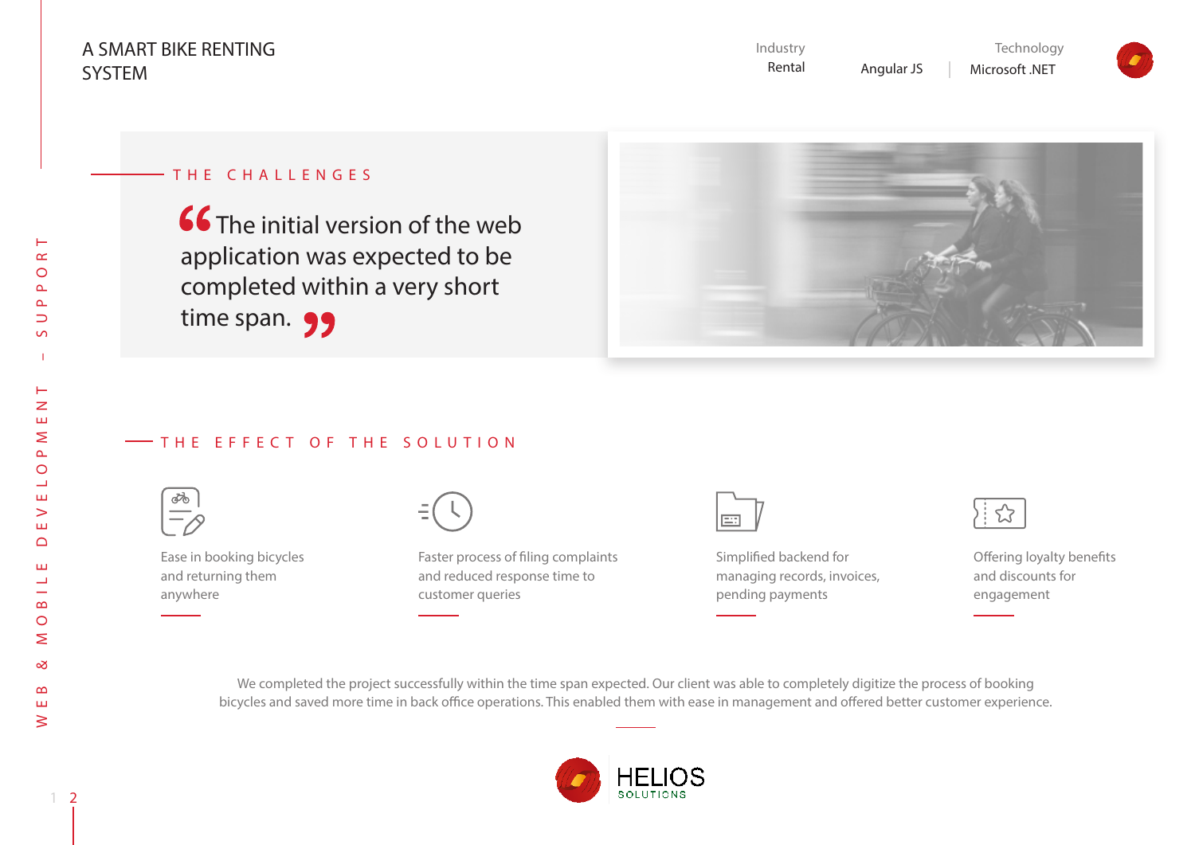# A SMART BIKE RENTING SYSTEM

Industry
Rental

Technology
Angular JS | Microsoft .NET

## THE CHALLENGES

"The initial version of the web application was expected to be completed within a very short time span."

## THE EFFECT OF THE SOLUTION

- Ease in booking bicycles and returning them anywhere
- Faster process of filing complaints and reduced response time to customer queries
- Simplified backend for managing records, invoices, pending payments
- Offering loyalty benefits and discounts for engagement

We completed the project successfully within the time span expected. Our client was able to completely digitize the process of booking bicycles and saved more time in back office operations. This enabled them with ease in management and offered better customer experience.

HELIOS SOLUTIONS

WEB & MOBILE DEVELOPMENT – SUPPORT